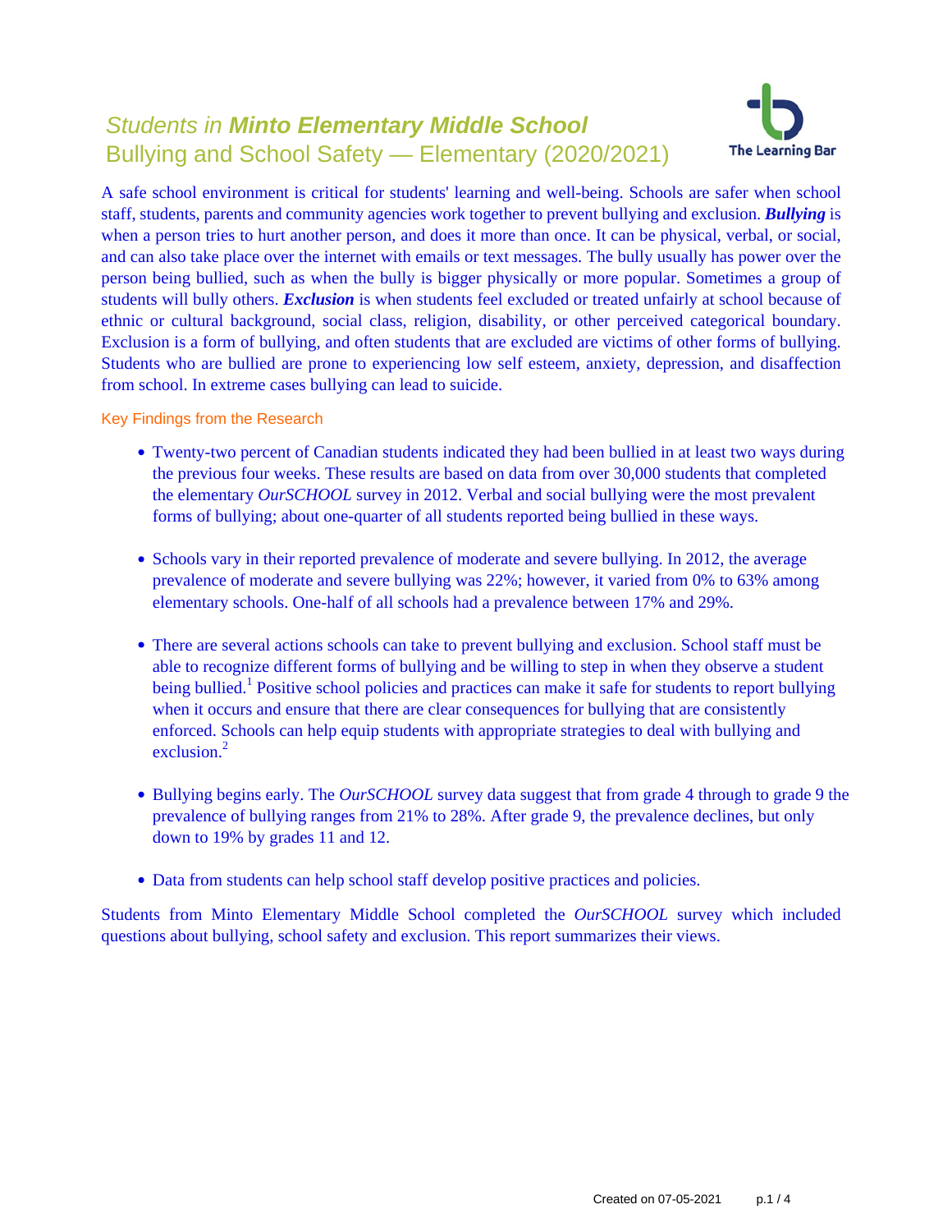# *Students in* ***Minto Elementary Middle School***
## Bullying and School Safety — Elementary (2020/2021)

The Learning Bar

A safe school environment is critical for students' learning and well-being. Schools are safer when school staff, students, parents and community agencies work together to prevent bullying and exclusion. ***Bullying*** is when a person tries to hurt another person, and does it more than once. It can be physical, verbal, or social, and can also take place over the internet with emails or text messages. The bully usually has power over the person being bullied, such as when the bully is bigger physically or more popular. Sometimes a group of students will bully others. ***Exclusion*** is when students feel excluded or treated unfairly at school because of ethnic or cultural background, social class, religion, disability, or other perceived categorical boundary. Exclusion is a form of bullying, and often students that are excluded are victims of other forms of bullying. Students who are bullied are prone to experiencing low self esteem, anxiety, depression, and disaffection from school. In extreme cases bullying can lead to suicide.

### Key Findings from the Research

- Twenty-two percent of Canadian students indicated they had been bullied in at least two ways during the previous four weeks. These results are based on data from over 30,000 students that completed the elementary *OurSCHOOL* survey in 2012. Verbal and social bullying were the most prevalent forms of bullying; about one-quarter of all students reported being bullied in these ways.

- Schools vary in their reported prevalence of moderate and severe bullying. In 2012, the average prevalence of moderate and severe bullying was 22%; however, it varied from 0% to 63% among elementary schools. One-half of all schools had a prevalence between 17% and 29%.

- There are several actions schools can take to prevent bullying and exclusion. School staff must be able to recognize different forms of bullying and be willing to step in when they observe a student being bullied.[1] Positive school policies and practices can make it safe for students to report bullying when it occurs and ensure that there are clear consequences for bullying that are consistently enforced. Schools can help equip students with appropriate strategies to deal with bullying and exclusion.[2]

- Bullying begins early. The *OurSCHOOL* survey data suggest that from grade 4 through to grade 9 the prevalence of bullying ranges from 21% to 28%. After grade 9, the prevalence declines, but only down to 19% by grades 11 and 12.

- Data from students can help school staff develop positive practices and policies.

Students from Minto Elementary Middle School completed the *OurSCHOOL* survey which included questions about bullying, school safety and exclusion. This report summarizes their views.

Created on 07-05-2021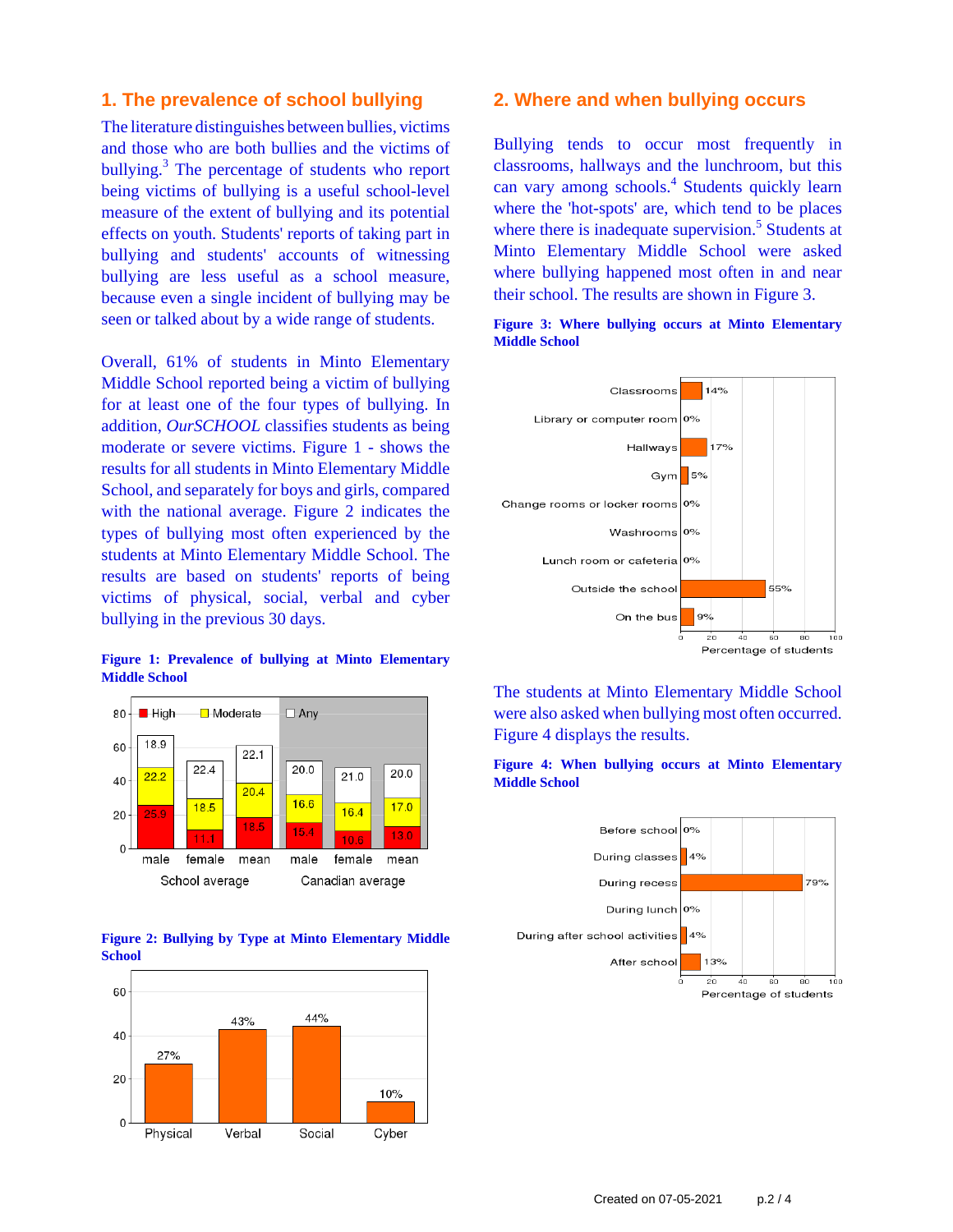## 1. The prevalence of school bullying

The literature distinguishes between bullies, victims and those who are both bullies and the victims of bullying.[3] The percentage of students who report being victims of bullying is a useful school-level measure of the extent of bullying and its potential effects on youth. Students' reports of taking part in bullying and students' accounts of witnessing bullying are less useful as a school measure, because even a single incident of bullying may be seen or talked about by a wide range of students.

Overall, 61% of students in Minto Elementary Middle School reported being a victim of bullying for at least one of the four types of bullying. In addition, *OurSCHOOL* classifies students as being moderate or severe victims. Figure 1 - shows the results for all students in Minto Elementary Middle School, and separately for boys and girls, compared with the national average. Figure 2 indicates the types of bullying most often experienced by the students at Minto Elementary Middle School. The results are based on students' reports of being victims of physical, social, verbal and cyber bullying in the previous 30 days.

**Figure 1: Prevalence of bullying at Minto Elementary Middle School**

| | School average | | | Canadian average | | |
|---|---|---|---|---|---|---|
| | male | female | mean | male | female | mean |
| High | 25.9 | 11.1 | 18.5 | 15.4 | 10.6 | 13.0 |
| Moderate | 22.2 | 18.5 | 20.4 | 16.6 | 16.4 | 17.0 |
| Any | 18.9 | 22.4 | 22.1 | 20.0 | 21.0 | 20.0 |

**Figure 2: Bullying by Type at Minto Elementary Middle School**

| Physical | Verbal | Social | Cyber |
|---|---|---|---|
| 27% | 43% | 44% | 10% |

## 2. Where and when bullying occurs

Bullying tends to occur most frequently in classrooms, hallways and the lunchroom, but this can vary among schools.[4] Students quickly learn where the 'hot-spots' are, which tend to be places where there is inadequate supervision.[5] Students at Minto Elementary Middle School were asked where bullying happened most often in and near their school. The results are shown in Figure 3.

**Figure 3: Where bullying occurs at Minto Elementary Middle School**

| Location | Percentage of students |
|---|---|
| Classrooms | 14% |
| Library or computer room | 0% |
| Hallways | 17% |
| Gym | 5% |
| Change rooms or locker rooms | 0% |
| Washrooms | 0% |
| Lunch room or cafeteria | 0% |
| Outside the school | 55% |
| On the bus | 9% |

The students at Minto Elementary Middle School were also asked when bullying most often occurred. Figure 4 displays the results.

**Figure 4: When bullying occurs at Minto Elementary Middle School**

| Time | Percentage of students |
|---|---|
| Before school | 0% |
| During classes | 4% |
| During recess | 79% |
| During lunch | 0% |
| During after school activities | 4% |
| After school | 13% |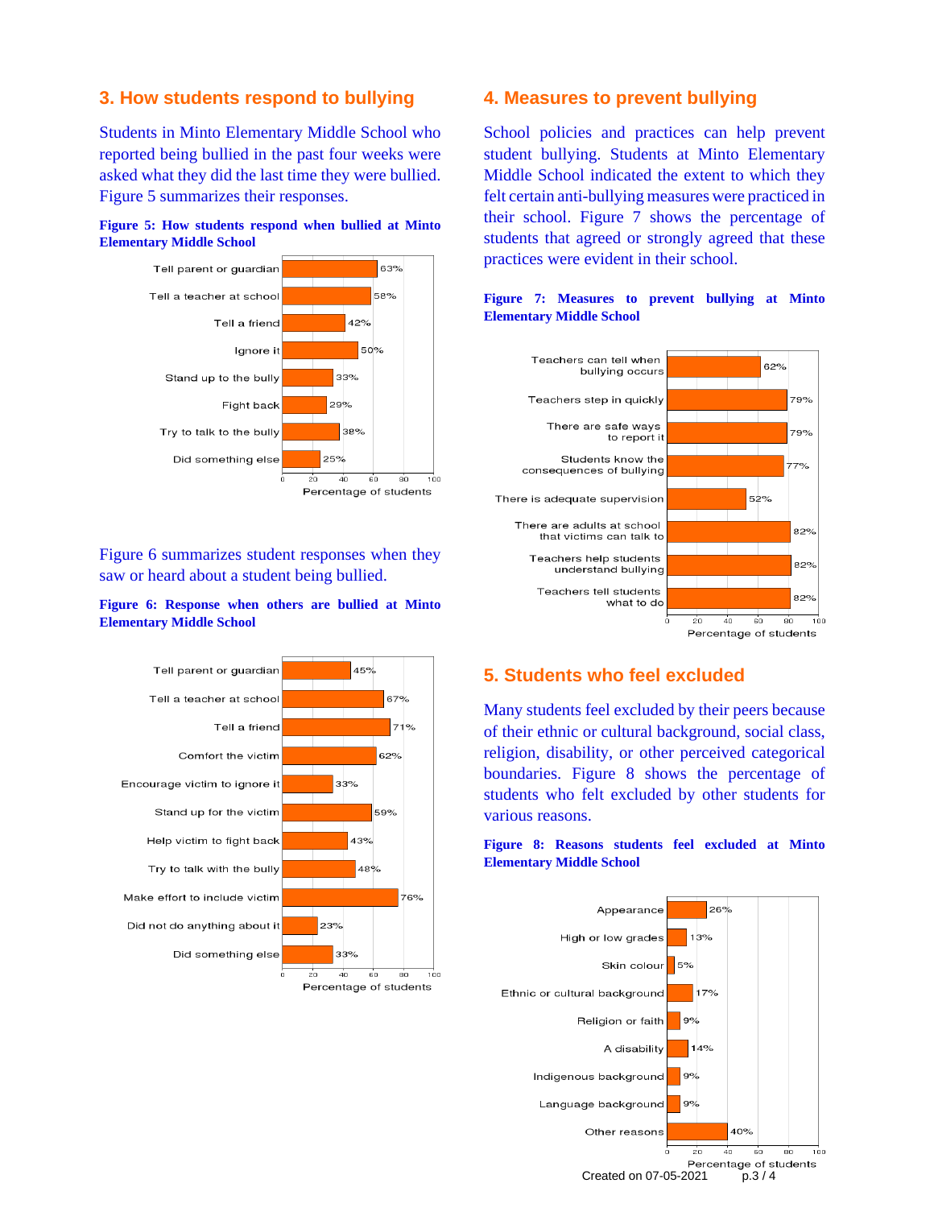## 3. How students respond to bullying

Students in Minto Elementary Middle School who reported being bullied in the past four weeks were asked what they did the last time they were bullied. Figure 5 summarizes their responses.

**Figure 5: How students respond when bullied at Minto Elementary Middle School**

Tell parent or guardian 63%
Tell a teacher at school 58%
Tell a friend 42%
Ignore it 50%
Stand up to the bully 33%
Fight back 29%
Try to talk to the bully 38%
Did something else 25%
0 20 40 60 80 100
Percentage of students

Figure 6 summarizes student responses when they saw or heard about a student being bullied.

**Figure 6: Response when others are bullied at Minto Elementary Middle School**

Tell parent or guardian 45%
Tell a teacher at school 67%
Tell a friend 71%
Comfort the victim 62%
Encourage victim to ignore it 33%
Stand up for the victim 59%
Help victim to fight back 43%
Try to talk with the bully 48%
Make effort to include victim 76%
Did not do anything about it 23%
Did something else 33%
0 20 40 60 80 100
Percentage of students

## 4. Measures to prevent bullying

School policies and practices can help prevent student bullying. Students at Minto Elementary Middle School indicated the extent to which they felt certain anti-bullying measures were practiced in their school. Figure 7 shows the percentage of students that agreed or strongly agreed that these practices were evident in their school.

**Figure 7: Measures to prevent bullying at Minto Elementary Middle School**

Teachers can tell when bullying occurs 62%
Teachers step in quickly 79%
There are safe ways to report it 79%
Students know the consequences of bullying 77%
There is adequate supervision 52%
There are adults at school that victims can talk to 82%
Teachers help students understand bullying 82%
Teachers tell students what to do 82%
0 20 40 60 80 100
Percentage of students

## 5. Students who feel excluded

Many students feel excluded by their peers because of their ethnic or cultural background, social class, religion, disability, or other perceived categorical boundaries. Figure 8 shows the percentage of students who felt excluded by other students for various reasons.

**Figure 8: Reasons students feel excluded at Minto Elementary Middle School**

Appearance 26%
High or low grades 13%
Skin colour 5%
Ethnic or cultural background 17%
Religion or faith 9%
A disability 14%
Indigenous background 9%
Language background 9%
Other reasons 40%
0 20 40 60 80 100
Percentage of students

Created on 07-05-2021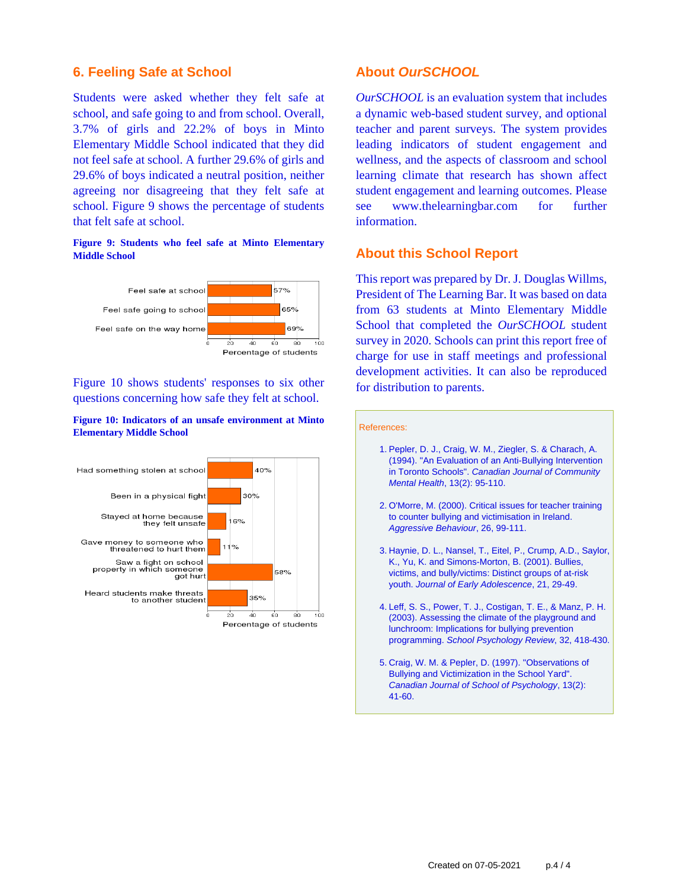## 6. Feeling Safe at School

Students were asked whether they felt safe at school, and safe going to and from school. Overall, 3.7% of girls and 22.2% of boys in Minto Elementary Middle School indicated that they did not feel safe at school. A further 29.6% of girls and 29.6% of boys indicated a neutral position, neither agreeing nor disagreeing that they felt safe at school. Figure 9 shows the percentage of students that felt safe at school.

**Figure 9: Students who feel safe at Minto Elementary Middle School**

Feel safe at school 57%
Feel safe going to school 65%
Feel safe on the way home 69%
0 20 40 60 80 100
Percentage of students

Figure 10 shows students' responses to six other questions concerning how safe they felt at school.

**Figure 10: Indicators of an unsafe environment at Minto Elementary Middle School**

Had something stolen at school 40%
Been in a physical fight 30%
Stayed at home because they felt unsafe 16%
Gave money to someone who threatened to hurt them 11%
Saw a fight on school property in which someone got hurt 58%
Heard students make threats to another student 35%
0 20 40 60 80 100
Percentage of students

## About *OurSCHOOL*

*OurSCHOOL* is an evaluation system that includes a dynamic web-based student survey, and optional teacher and parent surveys. The system provides leading indicators of student engagement and wellness, and the aspects of classroom and school learning climate that research has shown affect student engagement and learning outcomes. Please see www.thelearningbar.com for further information.

## About this School Report

This report was prepared by Dr. J. Douglas Willms, President of The Learning Bar. It was based on data from 63 students at Minto Elementary Middle School that completed the *OurSCHOOL* student survey in 2020. Schools can print this report free of charge for use in staff meetings and professional development activities. It can also be reproduced for distribution to parents.

References:

1. Pepler, D. J., Craig, W. M., Ziegler, S. & Charach, A. (1994). "An Evaluation of an Anti-Bullying Intervention in Toronto Schools". *Canadian Journal of Community Mental Health*, 13(2): 95-110.
2. O'Morre, M. (2000). Critical issues for teacher training to counter bullying and victimisation in Ireland. *Aggressive Behaviour*, 26, 99-111.
3. Haynie, D. L., Nansel, T., Eitel, P., Crump, A.D., Saylor, K., Yu, K. and Simons-Morton, B. (2001). Bullies, victims, and bully/victims: Distinct groups of at-risk youth. *Journal of Early Adolescence*, 21, 29-49.
4. Leff, S. S., Power, T. J., Costigan, T. E., & Manz, P. H. (2003). Assessing the climate of the playground and lunchroom: Implications for bullying prevention programming. *School Psychology Review*, 32, 418-430.
5. Craig, W. M. & Pepler, D. (1997). "Observations of Bullying and Victimization in the School Yard". *Canadian Journal of School of Psychology*, 13(2): 41-60.

Created on 07-05-2021